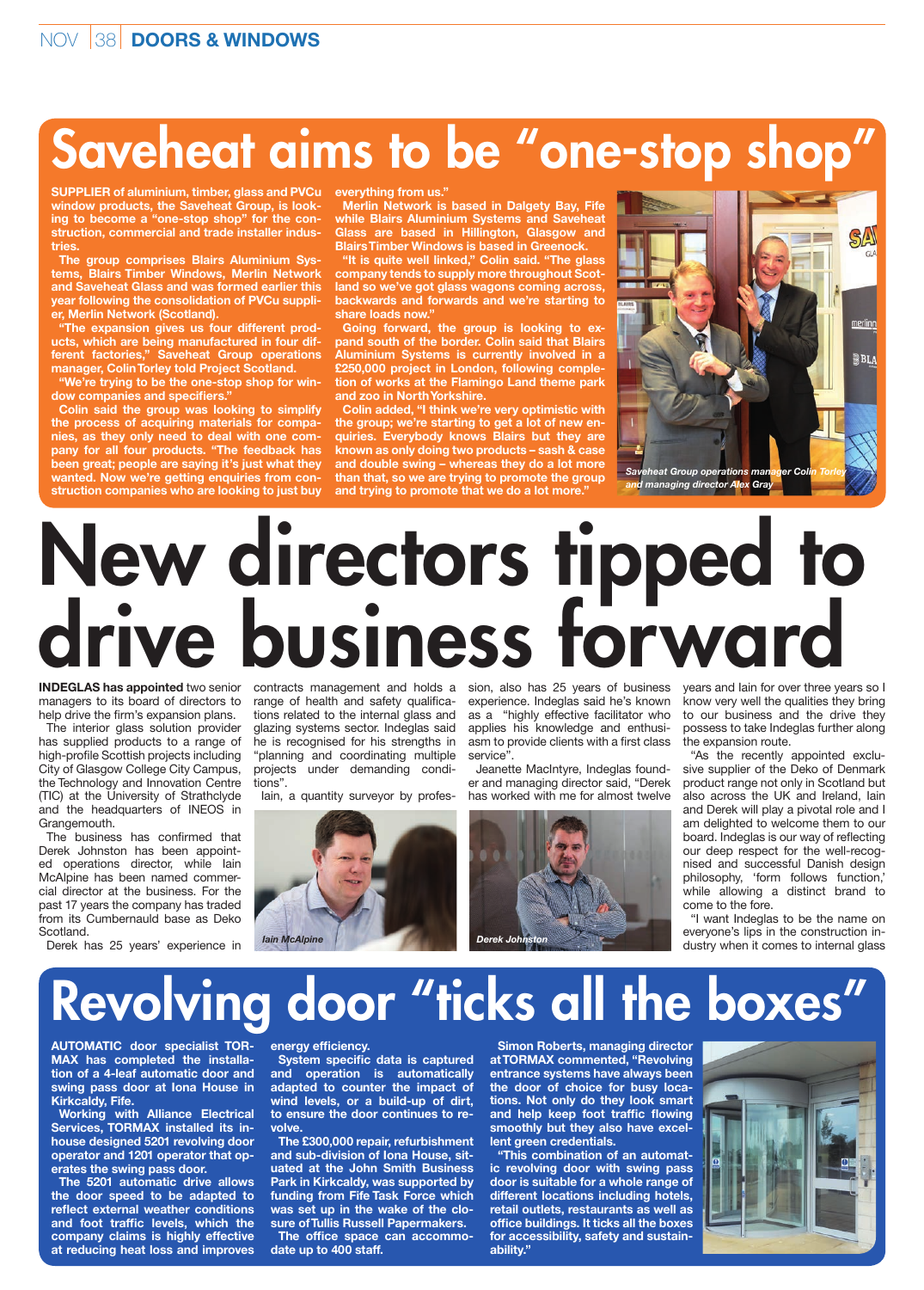# Saveheat aims to be "one-stop shop"

SUPPLIER of aluminium, timber, glass and PVCu window products, the Saveheat Group, is looking to become a "one-stop shop" for the construction, commercial and trade installer industries.

The group comprises Blairs Aluminium Systems, Blairs Timber Windows, Merlin Network and Saveheat Glass and was formed earlier this year following the consolidation of PVCu supplier, Merlin Network (Scotland).

"The expansion gives us four different products, which are being manufactured in four different factories," Saveheat Group operations manager, Colin Torley told Project Scotland.

"We're trying to be the one-stop shop for window companies and specifiers."

Colin said the group was looking to simplify the process of acquiring materials for companies, as they only need to deal with one company for all four products. "The feedback has been great; people are saying it's just what they wanted. Now we're getting enquiries from construction companies who are looking to just buy everything from us."

Merlin Network is based in Dalgety Bay, Fife while Blairs Aluminium Systems and Saveheat Glass are based in Hillington, Glasgow and Blairs Timber Windows is based in Greenock.

"It is quite well linked," Colin said. "The glass company tends to supply more throughout Scotland so we've got glass wagons coming across, backwards and forwards and we're starting to share loads now."

Going forward, the group is looking to expand south of the border. Colin said that Blairs Aluminium Systems is currently involved in a £250,000 project in London, following completion of works at the Flamingo Land theme park and zoo in North Yorkshire.

Colin added, "I think we're very optimistic with the group; we're starting to get a lot of new enquiries. Everybody knows Blairs but they are known as only doing two products – sash & case and double swing – whereas they do a lot more than that, so we are trying to promote the group and trying to promote that we do a lot more."

*Saveheat Group operations manager Colin Torley and managing director Alex Gray*

# New directors tipped to drive business forward

**INDEGLAS has appointed** two senior managers to its board of directors to help drive the firm's expansion plans.

The interior glass solution provider has supplied products to a range of high-profile Scottish projects including City of Glasgow College City Campus, the Technology and Innovation Centre (TIC) at the University of Strathclyde and the headquarters of INEOS in Grangemouth.

The business has confirmed that Derek Johnston has been appointed operations director, while Iain McAlpine has been named commercial director at the business. For the past 17 years the company has traded from its Cumbernauld base as Deko Scotland.

Derek has 25 years' experience in contracts management and holds a range of health and safety qualifications related to the internal glass and glazing systems sector. Indeglas said he is recognised for his strengths in "planning and coordinating multiple projects under demanding conditions".

Iain, a quantity surveyor by profession, also has 25 years of business experience. Indeglas said he's known as a "highly effective facilitator who applies his knowledge and enthusiasm to provide clients with a first class service".

*Iain McAlpine*

*Derek Johnston*

Jeanette MacIntyre, Indeglas founder and managing director said, "Derek has worked with me for almost twelve years and Iain for over three years so I know very well the qualities they bring to our business and the drive they possess to take Indeglas further along the expansion route.

"As the recently appointed exclusive supplier of the Deko of Denmark product range not only in Scotland but also across the UK and Ireland, Iain and Derek will play a pivotal role and I am delighted to welcome them to our board. Indeglas is our way of reflecting our deep respect for the well-recognised and successful Danish design philosophy, 'form follows function,' while allowing a distinct brand to come to the fore.

"I want Indeglas to be the name on everyone's lips in the construction industry when it comes to internal glass

# Revolving door "ticks all the boxes"

AUTOMATIC door specialist TORMAX has completed the installation of a 4-leaf automatic door and swing pass door at Iona House in Kirkcaldy, Fife.

Working with Alliance Electrical Services, TORMAX installed its in-house designed 5201 revolving door operator and 1201 operator that operates the swing pass door.

The 5201 automatic drive allows the door speed to be adapted to reflect external weather conditions and foot traffic levels, which the company claims is highly effective at reducing heat loss and improves energy efficiency.

System specific data is captured and operation is automatically adapted to counter the impact of wind levels, or a build-up of dirt, to ensure the door continues to revolve.

The £300,000 repair, refurbishment and sub-division of Iona House, situated at the John Smith Business Park in Kirkcaldy, was supported by funding from Fife Task Force which was set up in the wake of the closure of Tullis Russell Papermakers.

The office space can accommodate up to 400 staff.

Simon Roberts, managing director at TORMAX commented, "Revolving entrance systems have always been the door of choice for busy locations. Not only do they look smart and help keep foot traffic flowing smoothly but they also have excellent green credentials.

"This combination of an automatic revolving door with swing pass door is suitable for a whole range of different locations including hotels, retail outlets, restaurants as well as office buildings. It ticks all the boxes for accessibility, safety and sustainability."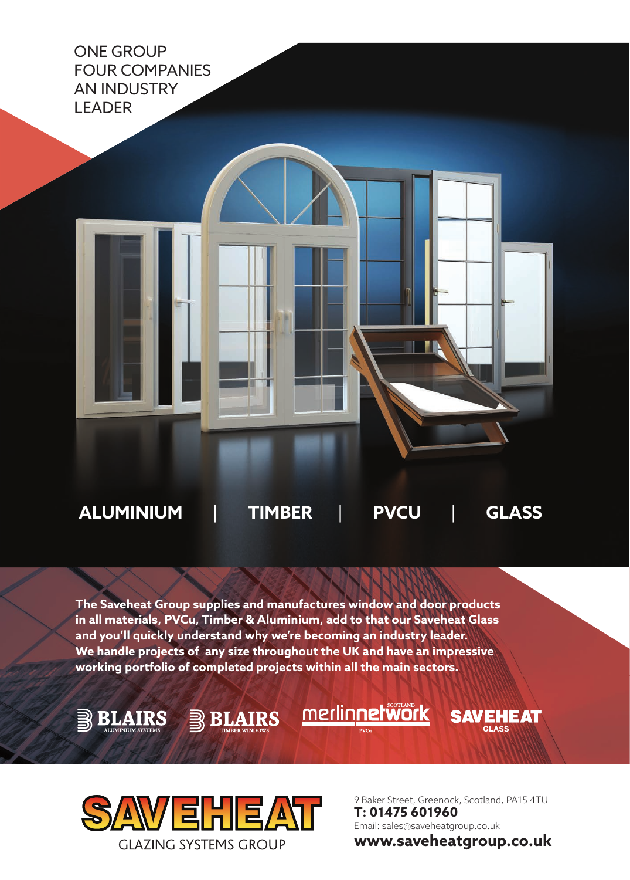ONE GROUP
FOUR COMPANIES
AN INDUSTRY
LEADER

**ALUMINIUM | TIMBER | PVCU | GLASS**

**The Saveheat Group supplies and manufactures window and door products in all materials, PVCu, Timber & Aluminium, add to that our Saveheat Glass and you'll quickly understand why we're becoming an industry leader. We handle projects of any size throughout the UK and have an impressive working portfolio of completed projects within all the main sectors.**

BLAIRS ALUMINIUM SYSTEMS

BLAIRS TIMBER WINDOWS

merlinnetwork SCOTLAND PVCu

SAVEHEAT GLASS

SAVEHEAT GLAZING SYSTEMS GROUP

9 Baker Street, Greenock, Scotland, PA15 4TU
**T: 01475 601960**
Email: sales@saveheatgroup.co.uk
**www.saveheatgroup.co.uk**